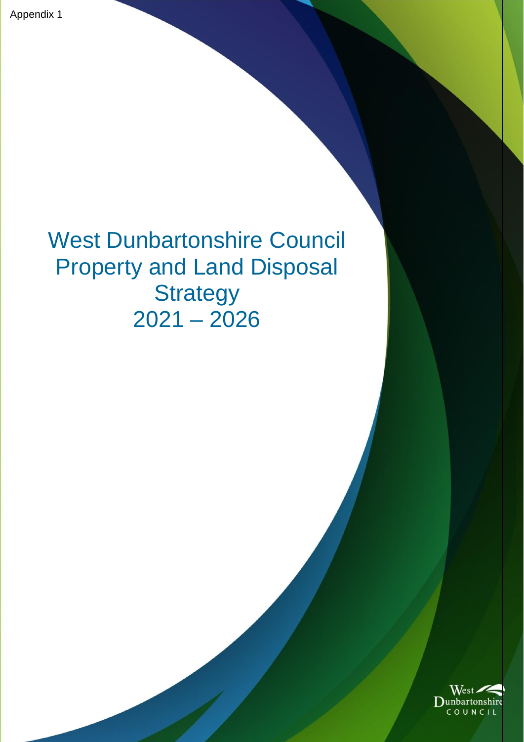Appendix 1

# West Dunbartonshire Council Property and Land Disposal Strategy 2021 – 2026

West Dunbartonshire COUNCIL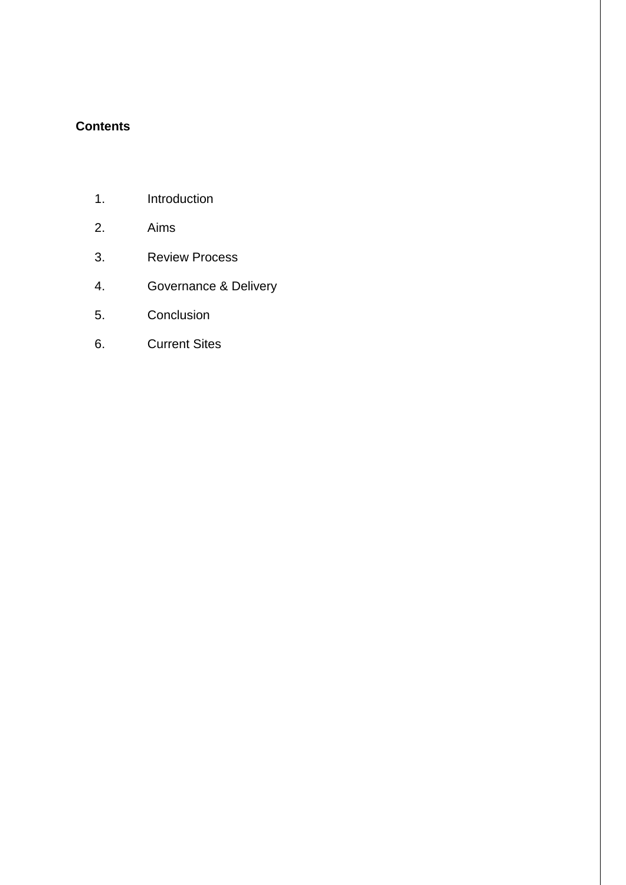**Contents**

1. Introduction
2. Aims
3. Review Process
4. Governance & Delivery
5. Conclusion
6. Current Sites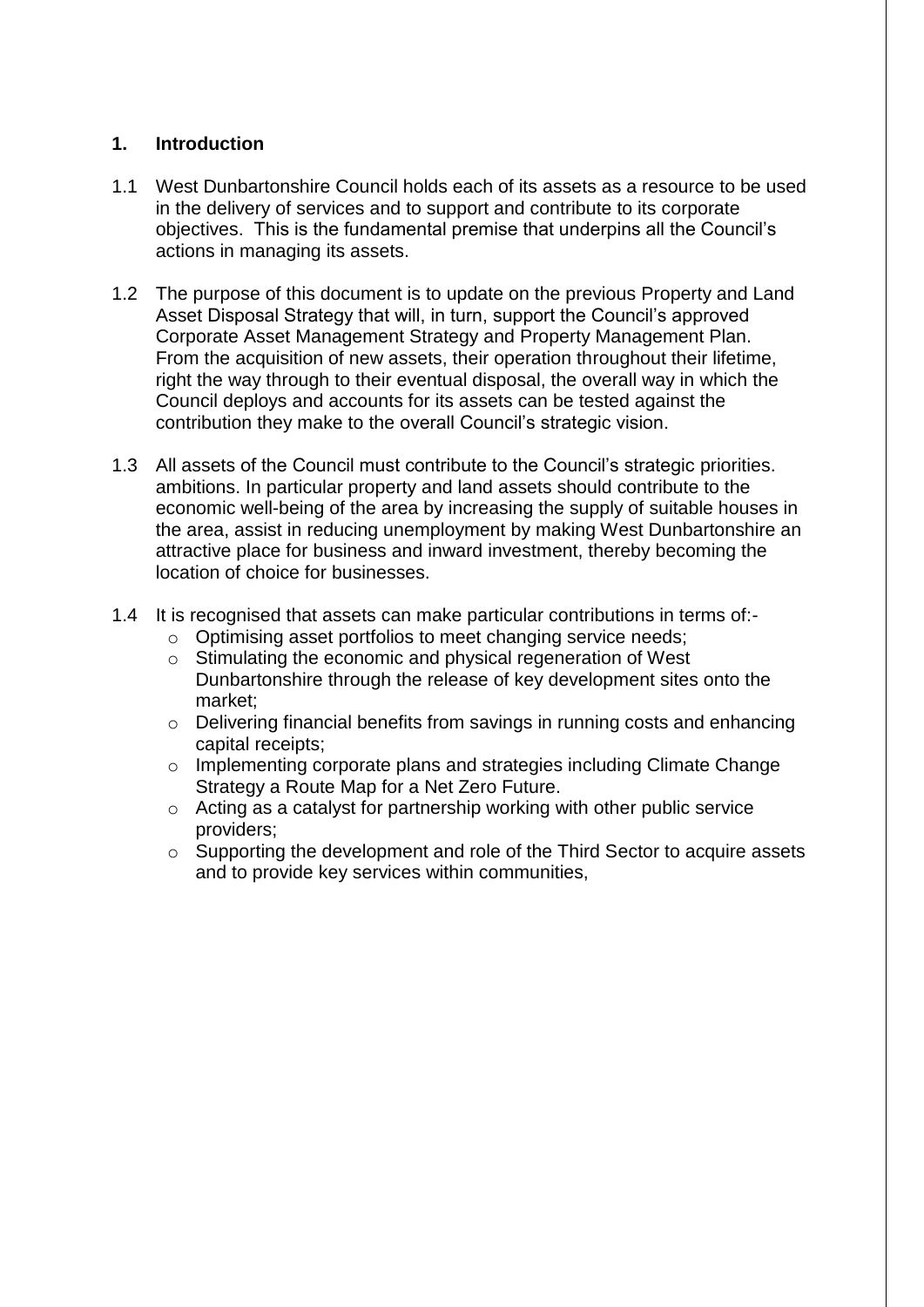## 1. Introduction

1.1 West Dunbartonshire Council holds each of its assets as a resource to be used in the delivery of services and to support and contribute to its corporate objectives. This is the fundamental premise that underpins all the Council's actions in managing its assets.

1.2 The purpose of this document is to update on the previous Property and Land Asset Disposal Strategy that will, in turn, support the Council's approved Corporate Asset Management Strategy and Property Management Plan. From the acquisition of new assets, their operation throughout their lifetime, right the way through to their eventual disposal, the overall way in which the Council deploys and accounts for its assets can be tested against the contribution they make to the overall Council's strategic vision.

1.3 All assets of the Council must contribute to the Council's strategic priorities. ambitions. In particular property and land assets should contribute to the economic well-being of the area by increasing the supply of suitable houses in the area, assist in reducing unemployment by making West Dunbartonshire an attractive place for business and inward investment, thereby becoming the location of choice for businesses.

1.4 It is recognised that assets can make particular contributions in terms of:-

- Optimising asset portfolios to meet changing service needs;
- Stimulating the economic and physical regeneration of West Dunbartonshire through the release of key development sites onto the market;
- Delivering financial benefits from savings in running costs and enhancing capital receipts;
- Implementing corporate plans and strategies including Climate Change Strategy a Route Map for a Net Zero Future.
- Acting as a catalyst for partnership working with other public service providers;
- Supporting the development and role of the Third Sector to acquire assets and to provide key services within communities,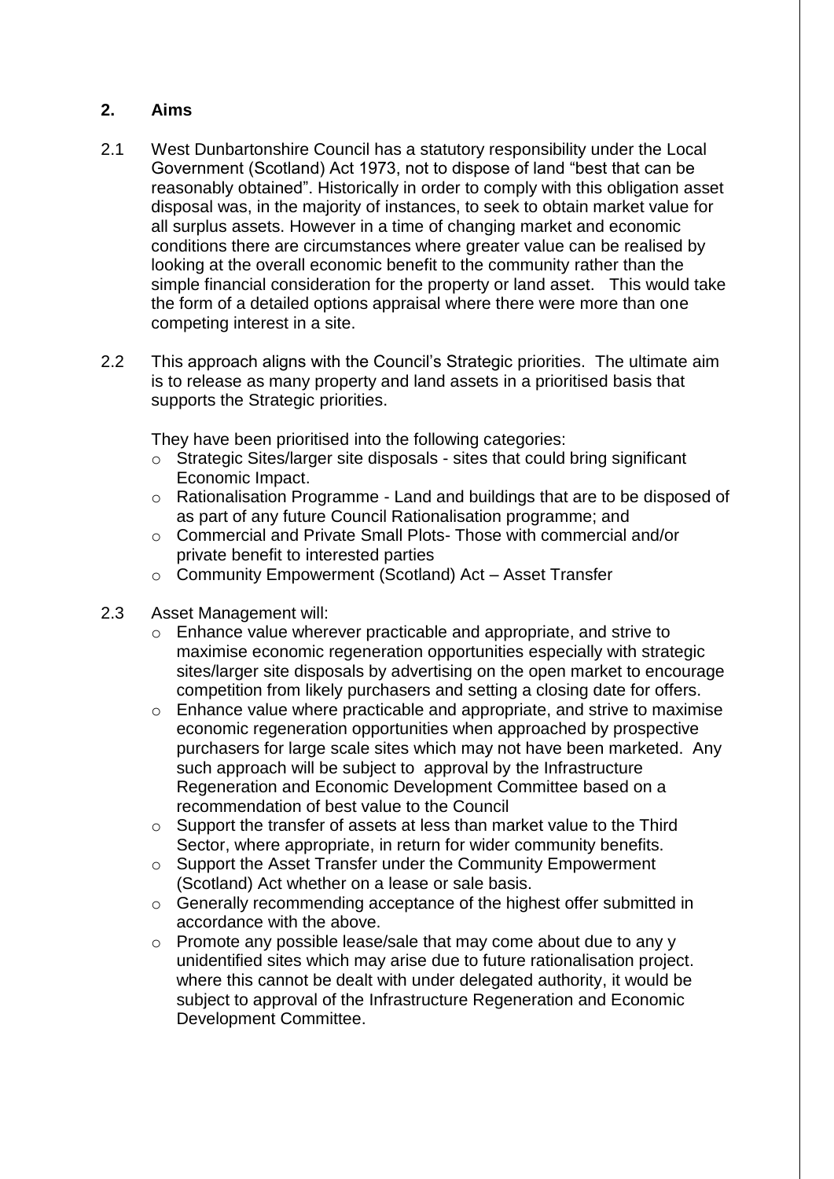## 2. Aims

2.1 West Dunbartonshire Council has a statutory responsibility under the Local Government (Scotland) Act 1973, not to dispose of land "best that can be reasonably obtained". Historically in order to comply with this obligation asset disposal was, in the majority of instances, to seek to obtain market value for all surplus assets. However in a time of changing market and economic conditions there are circumstances where greater value can be realised by looking at the overall economic benefit to the community rather than the simple financial consideration for the property or land asset. This would take the form of a detailed options appraisal where there were more than one competing interest in a site.

2.2 This approach aligns with the Council's Strategic priorities. The ultimate aim is to release as many property and land assets in a prioritised basis that supports the Strategic priorities.

They have been prioritised into the following categories:

- Strategic Sites/larger site disposals - sites that could bring significant Economic Impact.
- Rationalisation Programme - Land and buildings that are to be disposed of as part of any future Council Rationalisation programme; and
- Commercial and Private Small Plots- Those with commercial and/or private benefit to interested parties
- Community Empowerment (Scotland) Act – Asset Transfer

2.3 Asset Management will:

- Enhance value wherever practicable and appropriate, and strive to maximise economic regeneration opportunities especially with strategic sites/larger site disposals by advertising on the open market to encourage competition from likely purchasers and setting a closing date for offers.
- Enhance value where practicable and appropriate, and strive to maximise economic regeneration opportunities when approached by prospective purchasers for large scale sites which may not have been marketed. Any such approach will be subject to approval by the Infrastructure Regeneration and Economic Development Committee based on a recommendation of best value to the Council
- Support the transfer of assets at less than market value to the Third Sector, where appropriate, in return for wider community benefits.
- Support the Asset Transfer under the Community Empowerment (Scotland) Act whether on a lease or sale basis.
- Generally recommending acceptance of the highest offer submitted in accordance with the above.
- Promote any possible lease/sale that may come about due to any y unidentified sites which may arise due to future rationalisation project. where this cannot be dealt with under delegated authority, it would be subject to approval of the Infrastructure Regeneration and Economic Development Committee.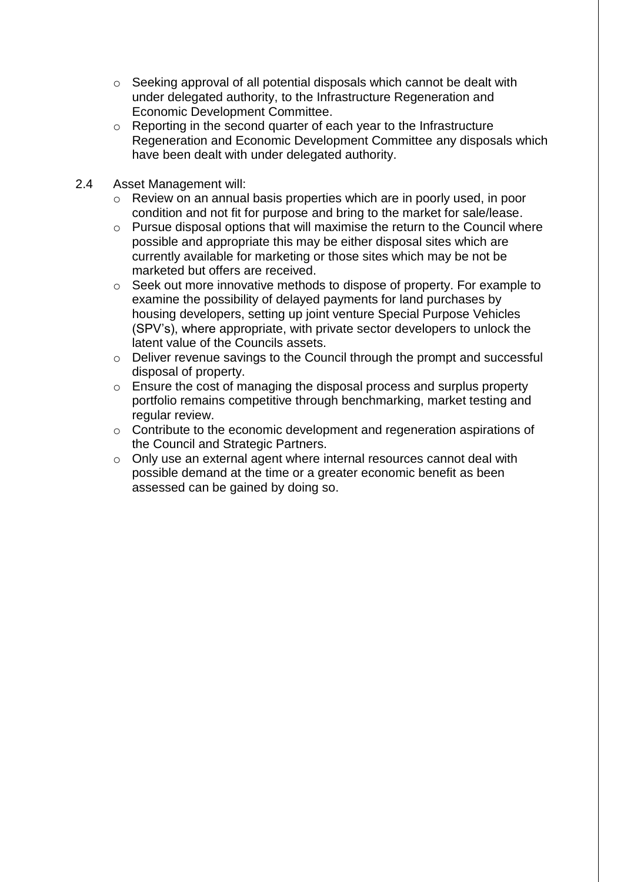- Seeking approval of all potential disposals which cannot be dealt with under delegated authority, to the Infrastructure Regeneration and Economic Development Committee.
- Reporting in the second quarter of each year to the Infrastructure Regeneration and Economic Development Committee any disposals which have been dealt with under delegated authority.

2.4 Asset Management will:

- Review on an annual basis properties which are in poorly used, in poor condition and not fit for purpose and bring to the market for sale/lease.
- Pursue disposal options that will maximise the return to the Council where possible and appropriate this may be either disposal sites which are currently available for marketing or those sites which may be not be marketed but offers are received.
- Seek out more innovative methods to dispose of property. For example to examine the possibility of delayed payments for land purchases by housing developers, setting up joint venture Special Purpose Vehicles (SPV's), where appropriate, with private sector developers to unlock the latent value of the Councils assets.
- Deliver revenue savings to the Council through the prompt and successful disposal of property.
- Ensure the cost of managing the disposal process and surplus property portfolio remains competitive through benchmarking, market testing and regular review.
- Contribute to the economic development and regeneration aspirations of the Council and Strategic Partners.
- Only use an external agent where internal resources cannot deal with possible demand at the time or a greater economic benefit as been assessed can be gained by doing so.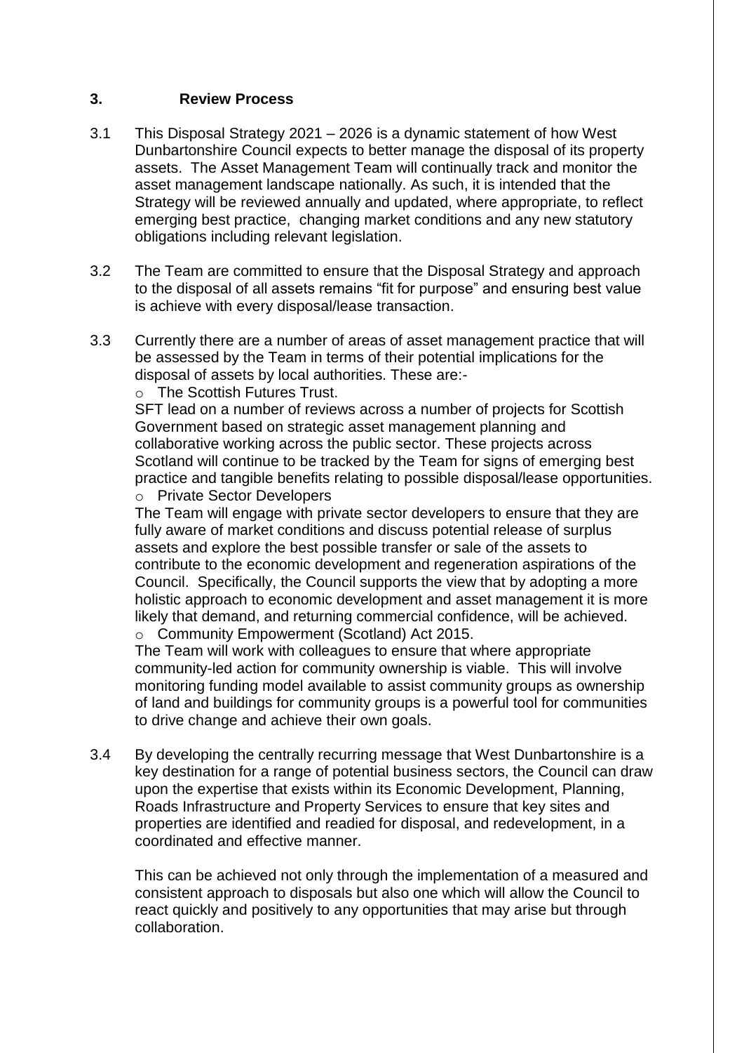## 3. Review Process

3.1 This Disposal Strategy 2021 – 2026 is a dynamic statement of how West Dunbartonshire Council expects to better manage the disposal of its property assets. The Asset Management Team will continually track and monitor the asset management landscape nationally. As such, it is intended that the Strategy will be reviewed annually and updated, where appropriate, to reflect emerging best practice, changing market conditions and any new statutory obligations including relevant legislation.

3.2 The Team are committed to ensure that the Disposal Strategy and approach to the disposal of all assets remains "fit for purpose" and ensuring best value is achieve with every disposal/lease transaction.

3.3 Currently there are a number of areas of asset management practice that will be assessed by the Team in terms of their potential implications for the disposal of assets by local authorities. These are:-

- The Scottish Futures Trust.

  SFT lead on a number of reviews across a number of projects for Scottish Government based on strategic asset management planning and collaborative working across the public sector. These projects across Scotland will continue to be tracked by the Team for signs of emerging best practice and tangible benefits relating to possible disposal/lease opportunities.

- Private Sector Developers

  The Team will engage with private sector developers to ensure that they are fully aware of market conditions and discuss potential release of surplus assets and explore the best possible transfer or sale of the assets to contribute to the economic development and regeneration aspirations of the Council. Specifically, the Council supports the view that by adopting a more holistic approach to economic development and asset management it is more likely that demand, and returning commercial confidence, will be achieved.

- Community Empowerment (Scotland) Act 2015.

  The Team will work with colleagues to ensure that where appropriate community-led action for community ownership is viable. This will involve monitoring funding model available to assist community groups as ownership of land and buildings for community groups is a powerful tool for communities to drive change and achieve their own goals.

3.4 By developing the centrally recurring message that West Dunbartonshire is a key destination for a range of potential business sectors, the Council can draw upon the expertise that exists within its Economic Development, Planning, Roads Infrastructure and Property Services to ensure that key sites and properties are identified and readied for disposal, and redevelopment, in a coordinated and effective manner.

This can be achieved not only through the implementation of a measured and consistent approach to disposals but also one which will allow the Council to react quickly and positively to any opportunities that may arise but through collaboration.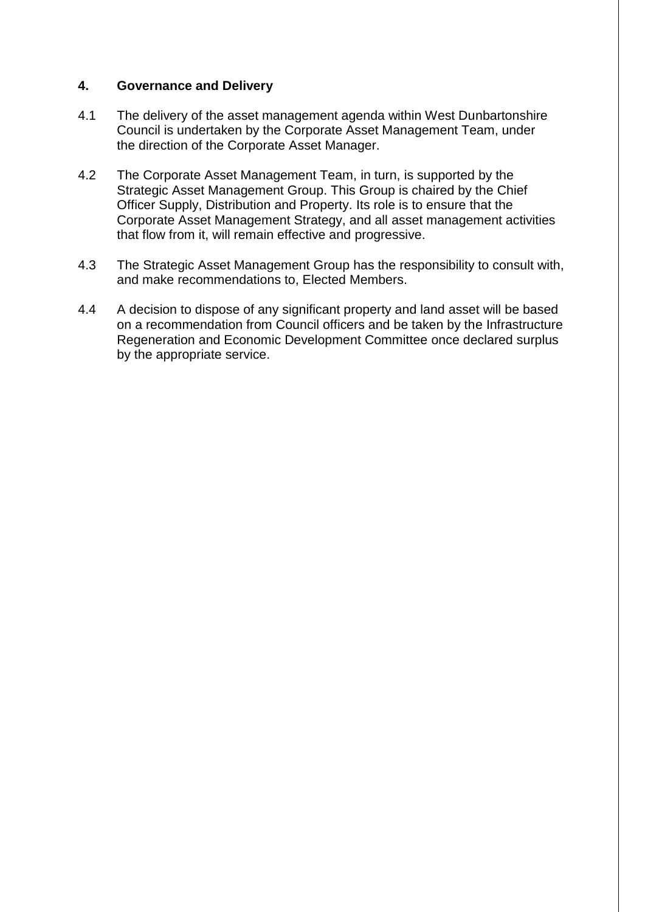## 4. Governance and Delivery

4.1 The delivery of the asset management agenda within West Dunbartonshire Council is undertaken by the Corporate Asset Management Team, under the direction of the Corporate Asset Manager.

4.2 The Corporate Asset Management Team, in turn, is supported by the Strategic Asset Management Group. This Group is chaired by the Chief Officer Supply, Distribution and Property. Its role is to ensure that the Corporate Asset Management Strategy, and all asset management activities that flow from it, will remain effective and progressive.

4.3 The Strategic Asset Management Group has the responsibility to consult with, and make recommendations to, Elected Members.

4.4 A decision to dispose of any significant property and land asset will be based on a recommendation from Council officers and be taken by the Infrastructure Regeneration and Economic Development Committee once declared surplus by the appropriate service.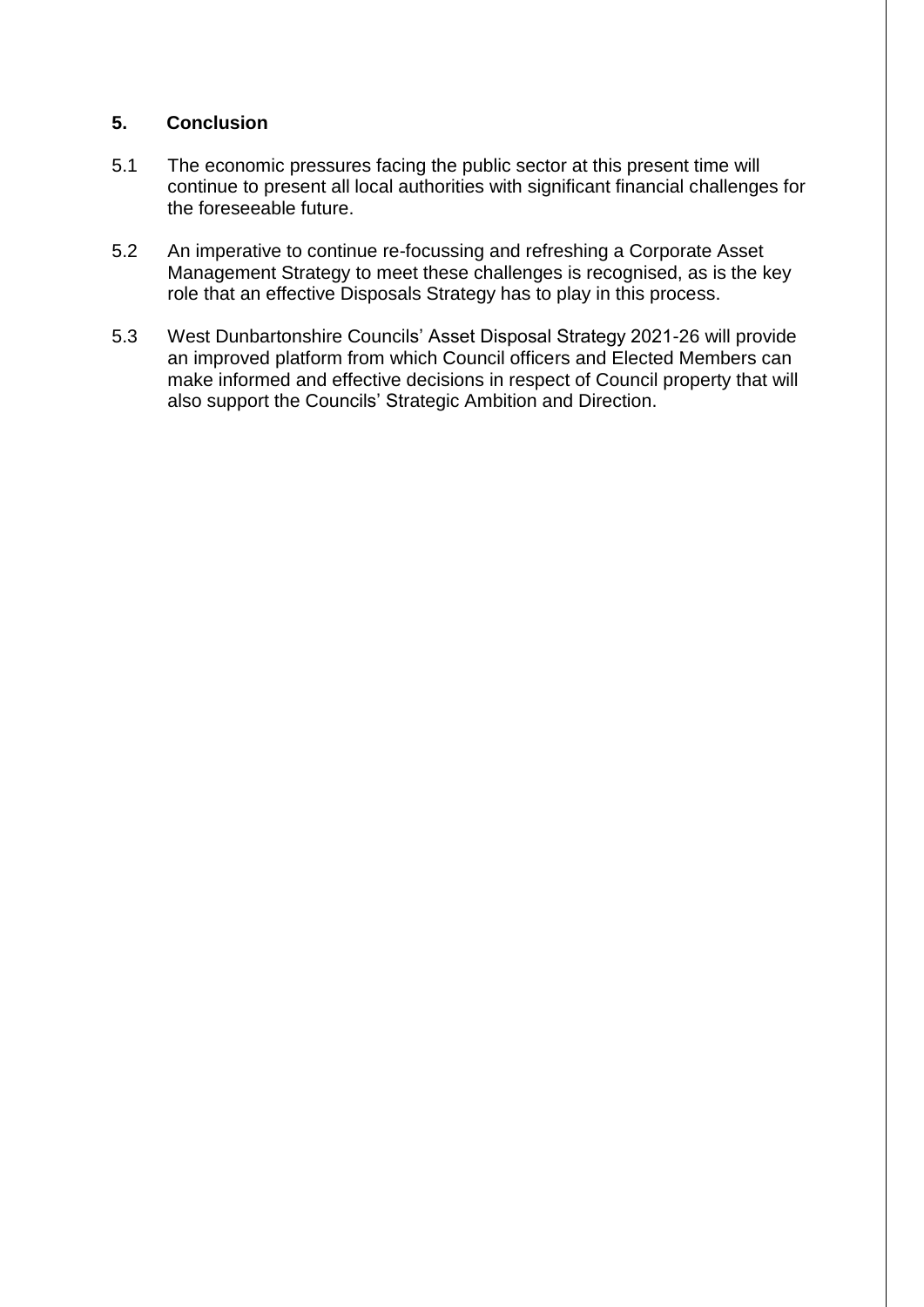## 5. Conclusion

5.1 The economic pressures facing the public sector at this present time will continue to present all local authorities with significant financial challenges for the foreseeable future.

5.2 An imperative to continue re-focussing and refreshing a Corporate Asset Management Strategy to meet these challenges is recognised, as is the key role that an effective Disposals Strategy has to play in this process.

5.3 West Dunbartonshire Councils' Asset Disposal Strategy 2021-26 will provide an improved platform from which Council officers and Elected Members can make informed and effective decisions in respect of Council property that will also support the Councils' Strategic Ambition and Direction.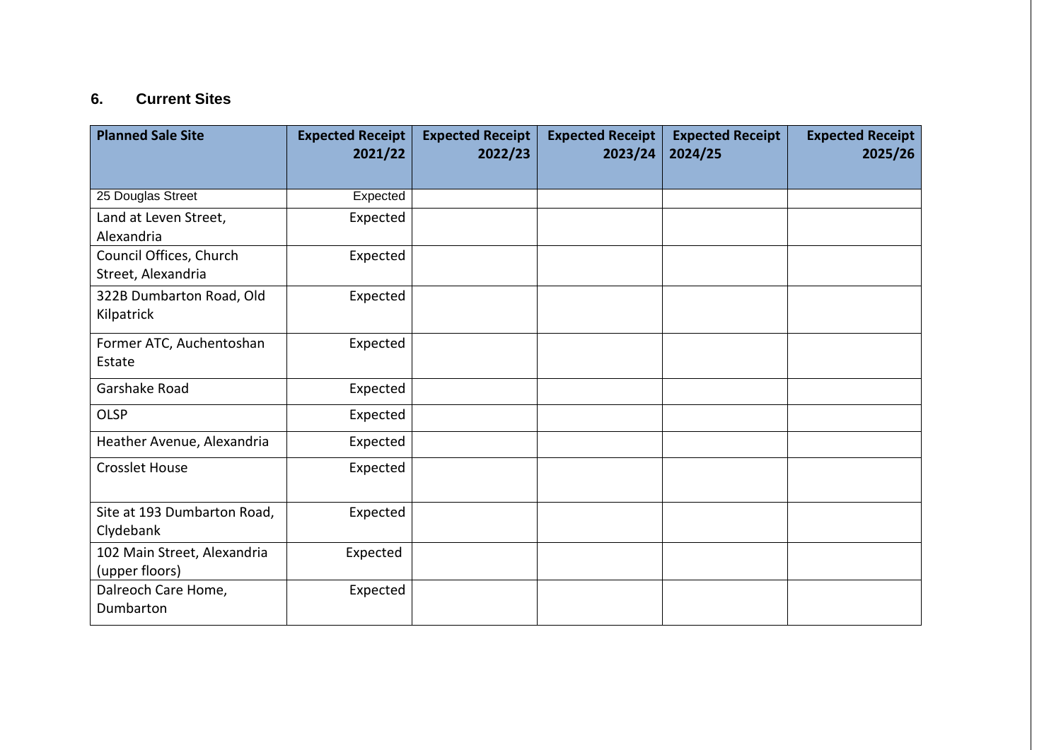## 6. Current Sites

| Planned Sale Site | Expected Receipt 2021/22 | Expected Receipt 2022/23 | Expected Receipt 2023/24 | Expected Receipt 2024/25 | Expected Receipt 2025/26 |
|---|---|---|---|---|---|
| 25 Douglas Street | Expected | | | | |
| Land at Leven Street, Alexandria | Expected | | | | |
| Council Offices, Church Street, Alexandria | Expected | | | | |
| 322B Dumbarton Road, Old Kilpatrick | Expected | | | | |
| Former ATC, Auchentoshan Estate | Expected | | | | |
| Garshake Road | Expected | | | | |
| OLSP | Expected | | | | |
| Heather Avenue, Alexandria | Expected | | | | |
| Crosslet House | Expected | | | | |
| Site at 193 Dumbarton Road, Clydebank | Expected | | | | |
| 102 Main Street, Alexandria (upper floors) | Expected | | | | |
| Dalreoch Care Home, Dumbarton | Expected | | | | |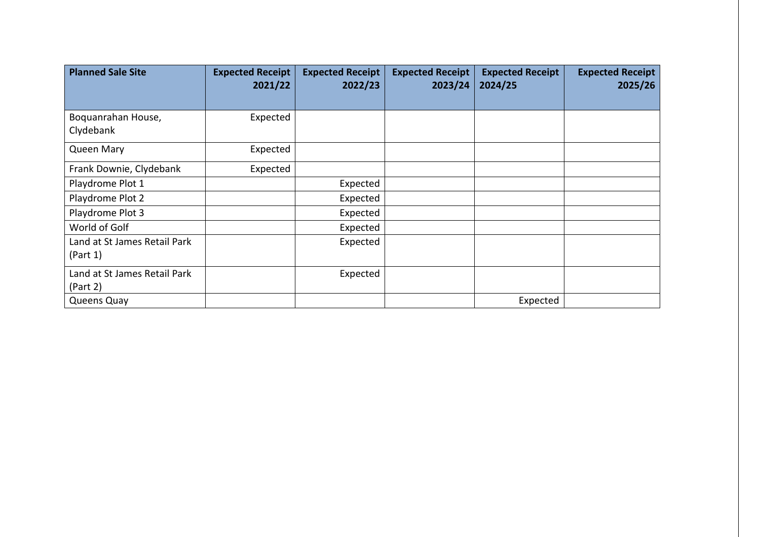| Planned Sale Site | Expected Receipt 2021/22 | Expected Receipt 2022/23 | Expected Receipt 2023/24 | Expected Receipt 2024/25 | Expected Receipt 2025/26 |
|---|---|---|---|---|---|
| Boquanrahan House, Clydebank | Expected | | | | |
| Queen Mary | Expected | | | | |
| Frank Downie, Clydebank | Expected | | | | |
| Playdrome Plot 1 | | Expected | | | |
| Playdrome Plot 2 | | Expected | | | |
| Playdrome Plot 3 | | Expected | | | |
| World of Golf | | Expected | | | |
| Land at St James Retail Park (Part 1) | | Expected | | | |
| Land at St James Retail Park (Part 2) | | Expected | | | |
| Queens Quay | | | | Expected | |